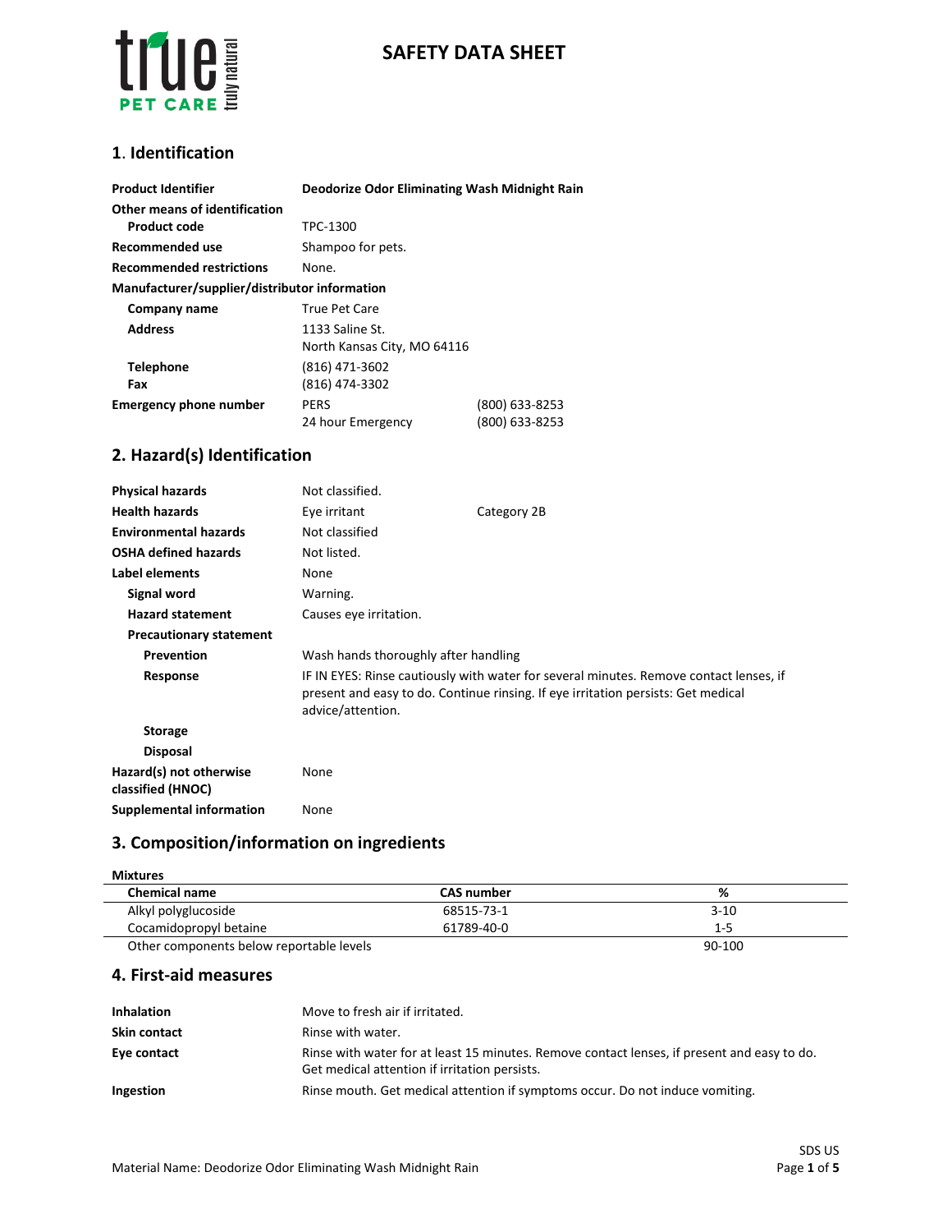# SAFETY DATA SHEET

## 1. Identification

| | | |
|---|---|---|
| **Product Identifier** | **Deodorize Odor Eliminating Wash Midnight Rain** | |
| **Other means of identification** | | |
| **Product code** | TPC-1300 | |
| **Recommended use** | Shampoo for pets. | |
| **Recommended restrictions** | None. | |
| **Manufacturer/supplier/distributor information** | | |
| **Company name** | True Pet Care | |
| **Address** | 1133 Saline St.<br>North Kansas City, MO 64116 | |
| **Telephone** | (816) 471-3602 | |
| **Fax** | (816) 474-3302 | |
| **Emergency phone number** | PERS | (800) 633-8253 |
| | 24 hour Emergency | (800) 633-8253 |

## 2. Hazard(s) Identification

| | | |
|---|---|---|
| **Physical hazards** | Not classified. | |
| **Health hazards** | Eye irritant | Category 2B |
| **Environmental hazards** | Not classified | |
| **OSHA defined hazards** | Not listed. | |
| **Label elements** | None | |
| **Signal word** | Warning. | |
| **Hazard statement** | Causes eye irritation. | |
| **Precautionary statement** | | |
| **Prevention** | Wash hands thoroughly after handling | |
| **Response** | IF IN EYES: Rinse cautiously with water for several minutes. Remove contact lenses, if present and easy to do. Continue rinsing. If eye irritation persists: Get medical advice/attention. | |
| **Storage** | | |
| **Disposal** | | |
| **Hazard(s) not otherwise classified (HNOC)** | None | |
| **Supplemental information** | None | |

## 3. Composition/information on ingredients

**Mixtures**

| Chemical name | CAS number | % |
|---|---|---|
| Alkyl polyglucoside | 68515-73-1 | 3-10 |
| Cocamidopropyl betaine | 61789-40-0 | 1-5 |
| Other components below reportable levels | | 90-100 |

## 4. First-aid measures

| | |
|---|---|
| **Inhalation** | Move to fresh air if irritated. |
| **Skin contact** | Rinse with water. |
| **Eye contact** | Rinse with water for at least 15 minutes. Remove contact lenses, if present and easy to do. Get medical attention if irritation persists. |
| **Ingestion** | Rinse mouth. Get medical attention if symptoms occur. Do not induce vomiting. |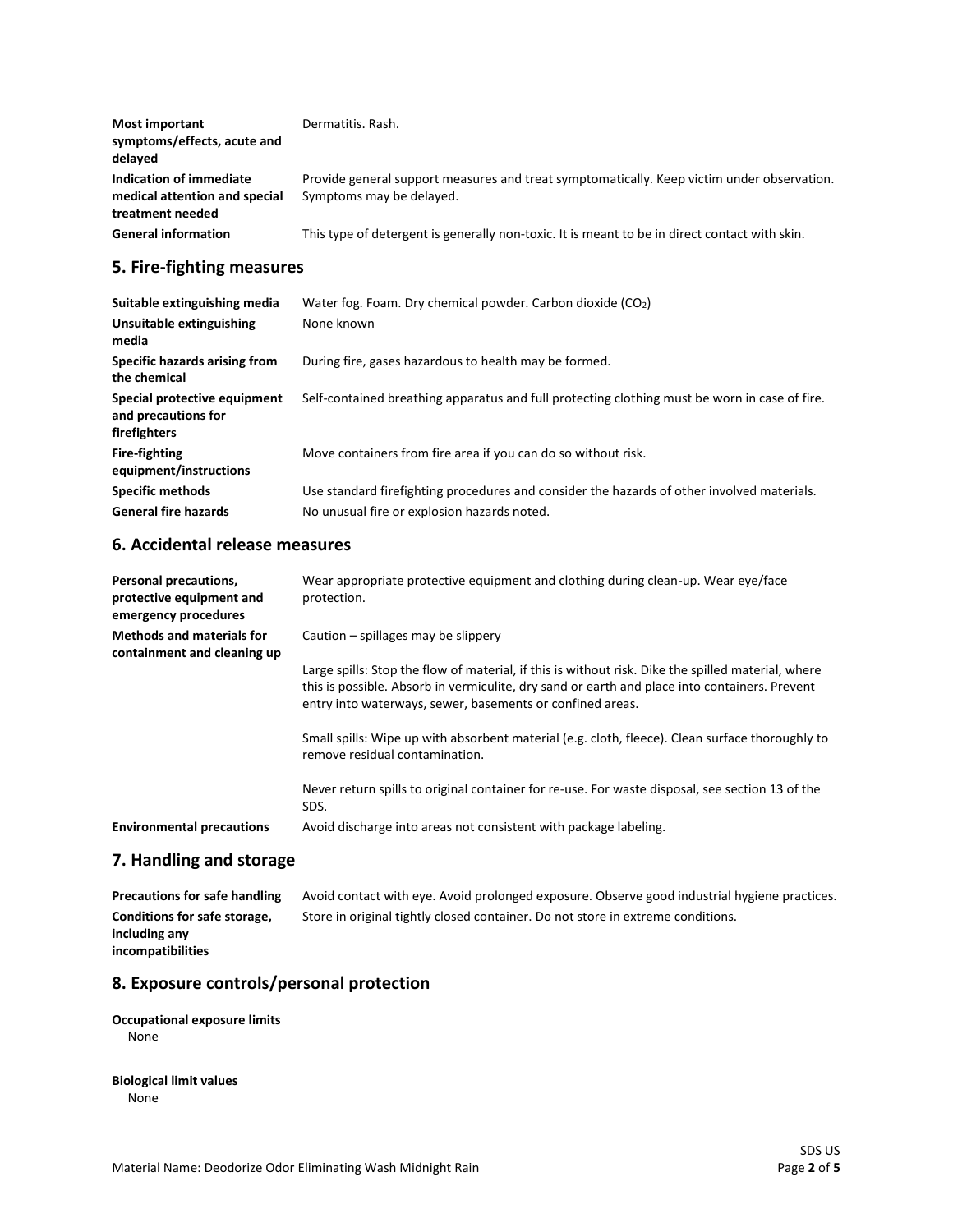| | |
|---|---|
| **Most important symptoms/effects, acute and delayed** | Dermatitis. Rash. |
| **Indication of immediate medical attention and special treatment needed** | Provide general support measures and treat symptomatically. Keep victim under observation. Symptoms may be delayed. |
| **General information** | This type of detergent is generally non-toxic. It is meant to be in direct contact with skin. |

## 5. Fire-fighting measures

| | |
|---|---|
| **Suitable extinguishing media** | Water fog. Foam. Dry chemical powder. Carbon dioxide ($CO_2$) |
| **Unsuitable extinguishing media** | None known |
| **Specific hazards arising from the chemical** | During fire, gases hazardous to health may be formed. |
| **Special protective equipment and precautions for firefighters** | Self-contained breathing apparatus and full protecting clothing must be worn in case of fire. |
| **Fire-fighting equipment/instructions** | Move containers from fire area if you can do so without risk. |
| **Specific methods** | Use standard firefighting procedures and consider the hazards of other involved materials. |
| **General fire hazards** | No unusual fire or explosion hazards noted. |

## 6. Accidental release measures

| | |
|---|---|
| **Personal precautions, protective equipment and emergency procedures** | Wear appropriate protective equipment and clothing during clean-up. Wear eye/face protection. |
| **Methods and materials for containment and cleaning up** | Caution – spillages may be slippery<br><br>Large spills: Stop the flow of material, if this is without risk. Dike the spilled material, where this is possible. Absorb in vermiculite, dry sand or earth and place into containers. Prevent entry into waterways, sewer, basements or confined areas.<br><br>Small spills: Wipe up with absorbent material (e.g. cloth, fleece). Clean surface thoroughly to remove residual contamination.<br><br>Never return spills to original container for re-use. For waste disposal, see section 13 of the SDS. |
| **Environmental precautions** | Avoid discharge into areas not consistent with package labeling. |

## 7. Handling and storage

| | |
|---|---|
| **Precautions for safe handling** | Avoid contact with eye. Avoid prolonged exposure. Observe good industrial hygiene practices. |
| **Conditions for safe storage, including any incompatibilities** | Store in original tightly closed container. Do not store in extreme conditions. |

## 8. Exposure controls/personal protection

**Occupational exposure limits**

None

**Biological limit values**

None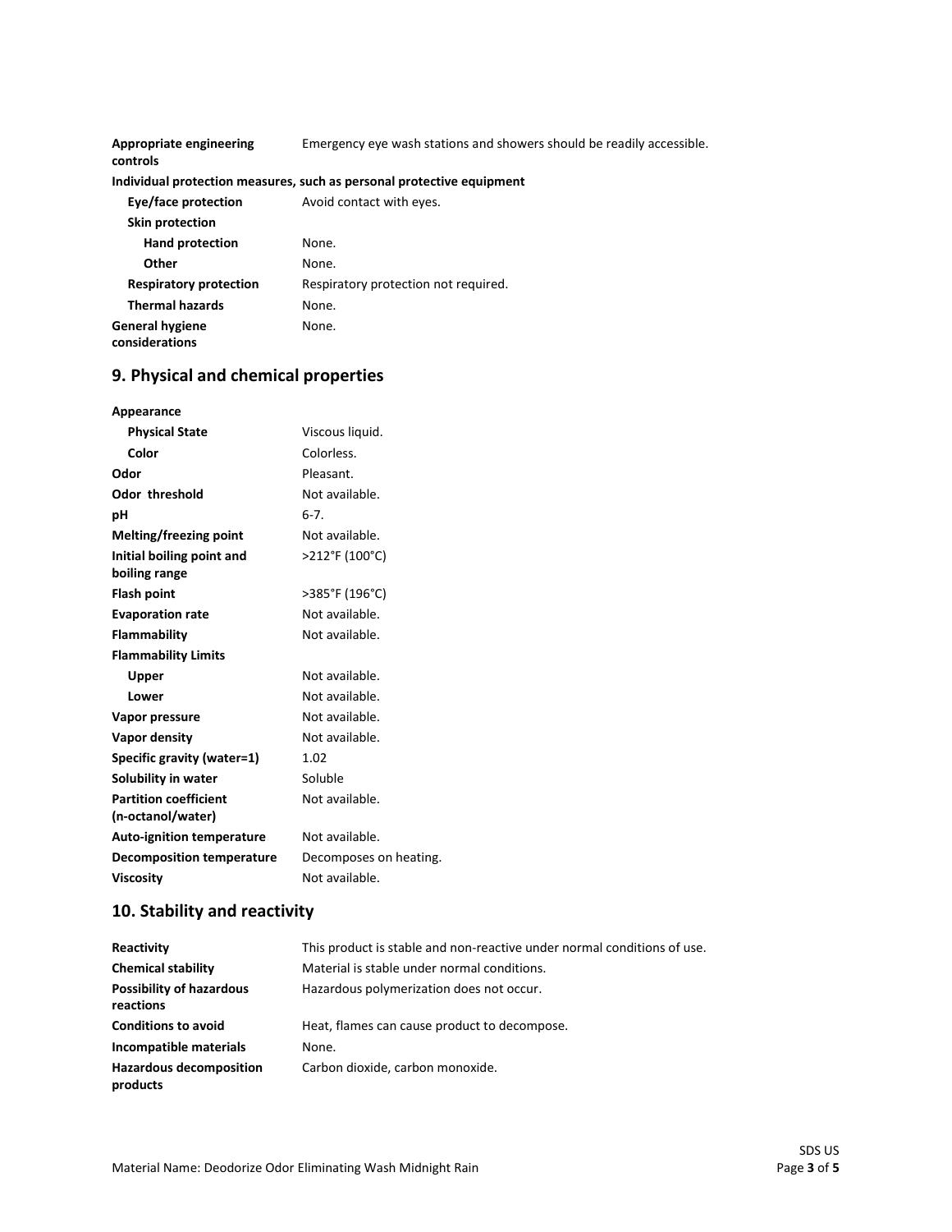| | |
|---|---|
| **Appropriate engineering controls** | Emergency eye wash stations and showers should be readily accessible. |

**Individual protection measures, such as personal protective equipment**

| | |
|---|---|
| **Eye/face protection** | Avoid contact with eyes. |
| **Skin protection** | |
| **Hand protection** | None. |
| **Other** | None. |
| **Respiratory protection** | Respiratory protection not required. |
| **Thermal hazards** | None. |
| **General hygiene considerations** | None. |

## 9. Physical and chemical properties

| | |
|---|---|
| **Appearance** | |
| **Physical State** | Viscous liquid. |
| **Color** | Colorless. |
| **Odor** | Pleasant. |
| **Odor threshold** | Not available. |
| **pH** | 6-7. |
| **Melting/freezing point** | Not available. |
| **Initial boiling point and boiling range** | >212°F (100°C) |
| **Flash point** | >385°F (196°C) |
| **Evaporation rate** | Not available. |
| **Flammability** | Not available. |
| **Flammability Limits** | |
| **Upper** | Not available. |
| **Lower** | Not available. |
| **Vapor pressure** | Not available. |
| **Vapor density** | Not available. |
| **Specific gravity (water=1)** | 1.02 |
| **Solubility in water** | Soluble |
| **Partition coefficient (n-octanol/water)** | Not available. |
| **Auto-ignition temperature** | Not available. |
| **Decomposition temperature** | Decomposes on heating. |
| **Viscosity** | Not available. |

## 10. Stability and reactivity

| | |
|---|---|
| **Reactivity** | This product is stable and non-reactive under normal conditions of use. |
| **Chemical stability** | Material is stable under normal conditions. |
| **Possibility of hazardous reactions** | Hazardous polymerization does not occur. |
| **Conditions to avoid** | Heat, flames can cause product to decompose. |
| **Incompatible materials** | None. |
| **Hazardous decomposition products** | Carbon dioxide, carbon monoxide. |

Material Name: Deodorize Odor Eliminating Wash Midnight Rain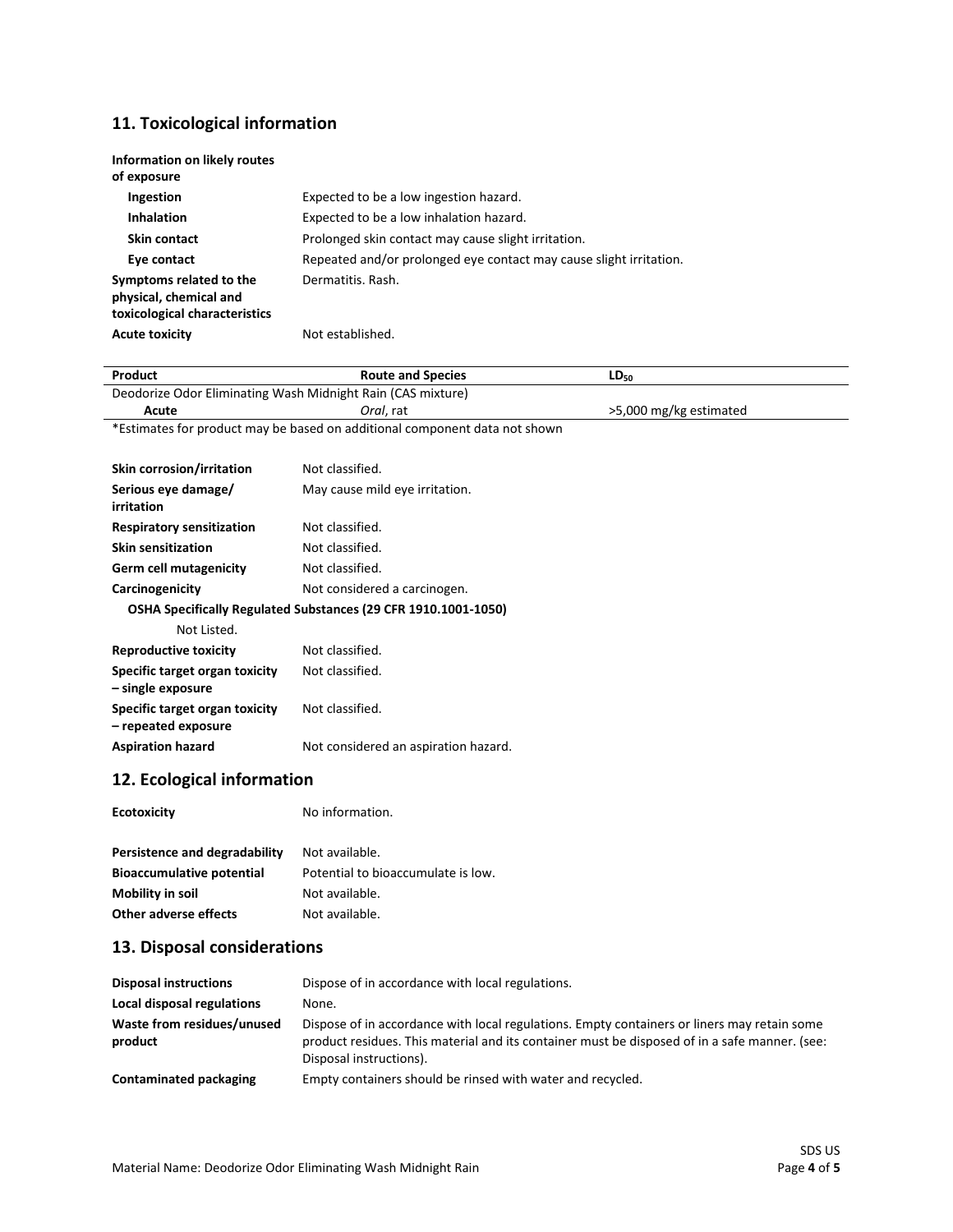## 11. Toxicological information

**Information on likely routes of exposure**

| | |
|---|---|
| **Ingestion** | Expected to be a low ingestion hazard. |
| **Inhalation** | Expected to be a low inhalation hazard. |
| **Skin contact** | Prolonged skin contact may cause slight irritation. |
| **Eye contact** | Repeated and/or prolonged eye contact may cause slight irritation. |
| **Symptoms related to the physical, chemical and toxicological characteristics** | Dermatitis. Rash. |
| **Acute toxicity** | Not established. |

| Product | Route and Species | $LD_{50}$ |
|---|---|---|
| Deodorize Odor Eliminating Wash Midnight Rain (CAS mixture) | | |
| Acute | *Oral*, rat | >5,000 mg/kg estimated |

*Estimates for product may be based on additional component data not shown

| | |
|---|---|
| **Skin corrosion/irritation** | Not classified. |
| **Serious eye damage/ irritation** | May cause mild eye irritation. |
| **Respiratory sensitization** | Not classified. |
| **Skin sensitization** | Not classified. |
| **Germ cell mutagenicity** | Not classified. |
| **Carcinogenicity** | Not considered a carcinogen. |

**OSHA Specifically Regulated Substances (29 CFR 1910.1001-1050)**

Not Listed.

| | |
|---|---|
| **Reproductive toxicity** | Not classified. |
| **Specific target organ toxicity – single exposure** | Not classified. |
| **Specific target organ toxicity – repeated exposure** | Not classified. |
| **Aspiration hazard** | Not considered an aspiration hazard. |

## 12. Ecological information

| | |
|---|---|
| **Ecotoxicity** | No information. |
| **Persistence and degradability** | Not available. |
| **Bioaccumulative potential** | Potential to bioaccumulate is low. |
| **Mobility in soil** | Not available. |
| **Other adverse effects** | Not available. |

## 13. Disposal considerations

| | |
|---|---|
| **Disposal instructions** | Dispose of in accordance with local regulations. |
| **Local disposal regulations** | None. |
| **Waste from residues/unused product** | Dispose of in accordance with local regulations. Empty containers or liners may retain some product residues. This material and its container must be disposed of in a safe manner. (see: Disposal instructions). |
| **Contaminated packaging** | Empty containers should be rinsed with water and recycled. |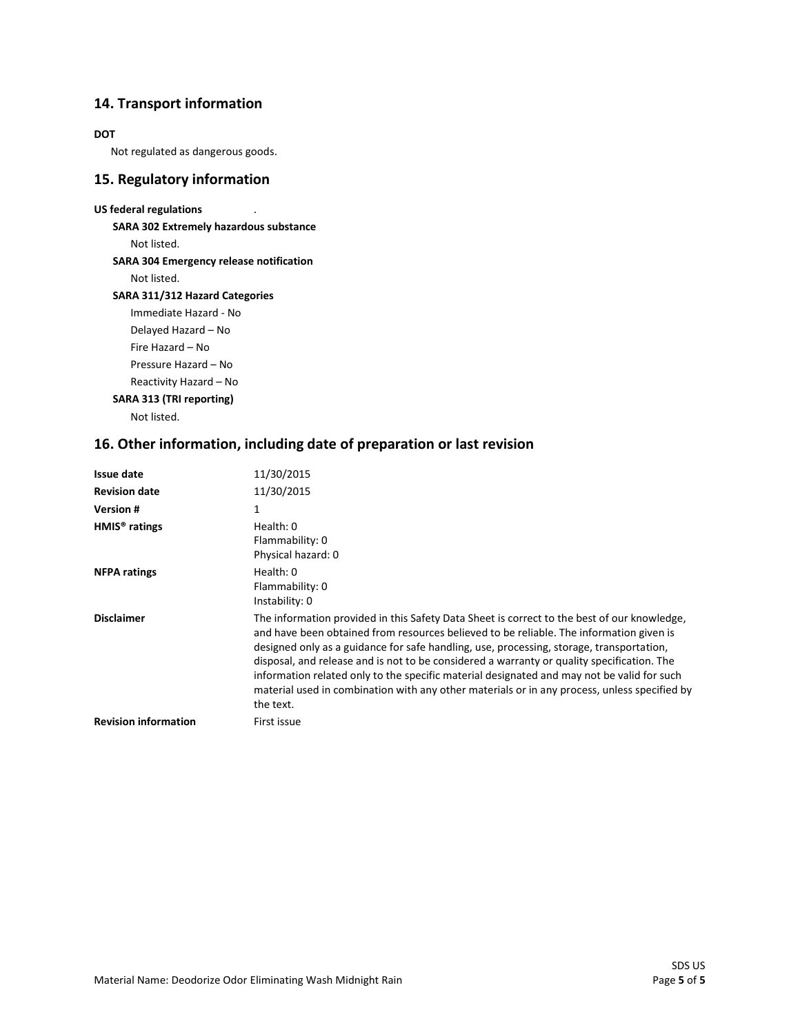## 14. Transport information

**DOT**

Not regulated as dangerous goods.

## 15. Regulatory information

**US federal regulations** .

**SARA 302 Extremely hazardous substance**

Not listed.

**SARA 304 Emergency release notification**

Not listed.

**SARA 311/312 Hazard Categories**

Immediate Hazard - No

Delayed Hazard – No

Fire Hazard – No

Pressure Hazard – No

Reactivity Hazard – No

**SARA 313 (TRI reporting)**

Not listed.

## 16. Other information, including date of preparation or last revision

| | |
|---|---|
| **Issue date** | 11/30/2015 |
| **Revision date** | 11/30/2015 |
| **Version #** | 1 |
| **HMIS® ratings** | Health: 0<br>Flammability: 0<br>Physical hazard: 0 |
| **NFPA ratings** | Health: 0<br>Flammability: 0<br>Instability: 0 |
| **Disclaimer** | The information provided in this Safety Data Sheet is correct to the best of our knowledge, and have been obtained from resources believed to be reliable. The information given is designed only as a guidance for safe handling, use, processing, storage, transportation, disposal, and release and is not to be considered a warranty or quality specification. The information related only to the specific material designated and may not be valid for such material used in combination with any other materials or in any process, unless specified by the text. |
| **Revision information** | First issue |